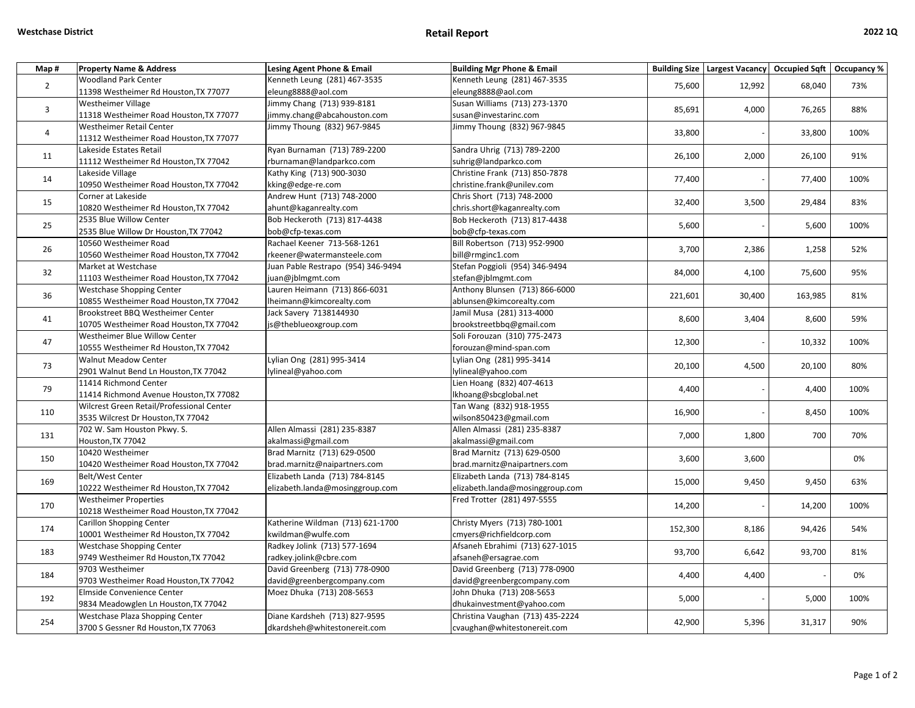Westchase District

# Retail Report

2022 1Q

| Map # | Property Name & Address | Lesing Agent Phone & Email | Building Mgr Phone & Email | Building Size | Largest Vacancy | Occupied Sqft | Occupancy % |
|---|---|---|---|---|---|---|---|
| 2 | Woodland Park Center<br>11398 Westheimer Rd Houston,TX 77077 | Kenneth Leung (281) 467-3535<br>eleung8888@aol.com | Kenneth Leung (281) 467-3535<br>eleung8888@aol.com | 75,600 | 12,992 | 68,040 | 73% |
| 3 | Westheimer Village<br>11318 Westheimer Road Houston,TX 77077 | Jimmy Chang (713) 939-8181<br>jimmy.chang@abcahouston.com | Susan Williams (713) 273-1370<br>susan@investarinc.com | 85,691 | 4,000 | 76,265 | 88% |
| 4 | Westheimer Retail Center<br>11312 Westheimer Road Houston,TX 77077 | Jimmy Thoung (832) 967-9845 | Jimmy Thoung (832) 967-9845 | 33,800 | - | 33,800 | 100% |
| 11 | Lakeside Estates Retail<br>11112 Westheimer Rd Houston,TX 77042 | Ryan Burnaman (713) 789-2200<br>rburnaman@landparkco.com | Sandra Uhrig (713) 789-2200<br>suhrig@landparkco.com | 26,100 | 2,000 | 26,100 | 91% |
| 14 | Lakeside Village<br>10950 Westheimer Road Houston,TX 77042 | Kathy King (713) 900-3030<br>kking@edge-re.com | Christine Frank (713) 850-7878<br>christine.frank@unilev.com | 77,400 | - | 77,400 | 100% |
| 15 | Corner at Lakeside<br>10820 Westheimer Rd Houston,TX 77042 | Andrew Hunt (713) 748-2000<br>ahunt@kaganrealty.com | Chris Short (713) 748-2000<br>chris.short@kaganrealty.com | 32,400 | 3,500 | 29,484 | 83% |
| 25 | 2535 Blue Willow Center<br>2535 Blue Willow Dr Houston,TX 77042 | Bob Heckeroth (713) 817-4438<br>bob@cfp-texas.com | Bob Heckeroth (713) 817-4438<br>bob@cfp-texas.com | 5,600 | - | 5,600 | 100% |
| 26 | 10560 Westheimer Road<br>10560 Westheimer Road Houston,TX 77042 | Rachael Keener 713-568-1261<br>rkeener@watermansteele.com | Bill Robertson (713) 952-9900<br>bill@rmginc1.com | 3,700 | 2,386 | 1,258 | 52% |
| 32 | Market at Westchase<br>11103 Westheimer Road Houston,TX 77042 | Juan Pable Restrapo (954) 346-9494<br>juan@jblmgmt.com | Stefan Poggioli (954) 346-9494<br>stefan@jblmgmt.com | 84,000 | 4,100 | 75,600 | 95% |
| 36 | Westchase Shopping Center<br>10855 Westheimer Road Houston,TX 77042 | Lauren Heimann (713) 866-6031<br>lheimann@kimcorealty.com | Anthony Blunsen (713) 866-6000<br>ablunsen@kimcorealty.com | 221,601 | 30,400 | 163,985 | 81% |
| 41 | Brookstreet BBQ Westheimer Center<br>10705 Westheimer Road Houston,TX 77042 | Jack Savery 7138144930<br>js@theblueoxgroup.com | Jamil Musa (281) 313-4000<br>brookstreetbbq@gmail.com | 8,600 | 3,404 | 8,600 | 59% |
| 47 | Westheimer Blue Willow Center<br>10555 Westheimer Rd Houston,TX 77042 | | Soli Forouzan (310) 775-2473<br>forouzan@mind-span.com | 12,300 | - | 10,332 | 100% |
| 73 | Walnut Meadow Center<br>2901 Walnut Bend Ln Houston,TX 77042 | Lylian Ong (281) 995-3414<br>lylineal@yahoo.com | Lylian Ong (281) 995-3414<br>lylineal@yahoo.com | 20,100 | 4,500 | 20,100 | 80% |
| 79 | 11414 Richmond Center<br>11414 Richmond Avenue Houston,TX 77082 | | Lien Hoang (832) 407-4613<br>lkhoang@sbcglobal.net | 4,400 | - | 4,400 | 100% |
| 110 | Wilcrest Green Retail/Professional Center<br>3535 Wilcrest Dr Houston,TX 77042 | | Tan Wang (832) 918-1955<br>wilson850423@gmail.com | 16,900 | - | 8,450 | 100% |
| 131 | 702 W. Sam Houston Pkwy. S.<br>Houston,TX 77042 | Allen Almassi (281) 235-8387<br>akalmassi@gmail.com | Allen Almassi (281) 235-8387<br>akalmassi@gmail.com | 7,000 | 1,800 | 700 | 70% |
| 150 | 10420 Westheimer<br>10420 Westheimer Road Houston,TX 77042 | Brad Marnitz (713) 629-0500<br>brad.marnitz@naipartners.com | Brad Marnitz (713) 629-0500<br>brad.marnitz@naipartners.com | 3,600 | 3,600 | | 0% |
| 169 | Belt/West Center<br>10222 Westheimer Rd Houston,TX 77042 | Elizabeth Landa (713) 784-8145<br>elizabeth.landa@mosinggroup.com | Elizabeth Landa (713) 784-8145<br>elizabeth.landa@mosinggroup.com | 15,000 | 9,450 | 9,450 | 63% |
| 170 | Westheimer Properties<br>10218 Westheimer Road Houston,TX 77042 | | Fred Trotter (281) 497-5555 | 14,200 | - | 14,200 | 100% |
| 174 | Carillon Shopping Center<br>10001 Westheimer Rd Houston,TX 77042 | Katherine Wildman (713) 621-1700<br>kwildman@wulfe.com | Christy Myers (713) 780-1001<br>cmyers@richfieldcorp.com | 152,300 | 8,186 | 94,426 | 54% |
| 183 | Westchase Shopping Center<br>9749 Westheimer Rd Houston,TX 77042 | Radkey Jolink (713) 577-1694<br>radkey.jolink@cbre.com | Afsaneh Ebrahimi (713) 627-1015<br>afsaneh@ersagrae.com | 93,700 | 6,642 | 93,700 | 81% |
| 184 | 9703 Westheimer<br>9703 Westheimer Road Houston,TX 77042 | David Greenberg (713) 778-0900<br>david@greenbergcompany.com | David Greenberg (713) 778-0900<br>david@greenbergcompany.com | 4,400 | 4,400 | - | 0% |
| 192 | Elmside Convenience Center<br>9834 Meadowglen Ln Houston,TX 77042 | Moez Dhuka (713) 208-5653 | John Dhuka (713) 208-5653<br>dhukainvestment@yahoo.com | 5,000 | - | 5,000 | 100% |
| 254 | Westchase Plaza Shopping Center<br>3700 S Gessner Rd Houston,TX 77063 | Diane Kardsheh (713) 827-9595<br>dkardsheh@whitestonereit.com | Christina Vaughan (713) 435-2224<br>cvaughan@whitestonereit.com | 42,900 | 5,396 | 31,317 | 90% |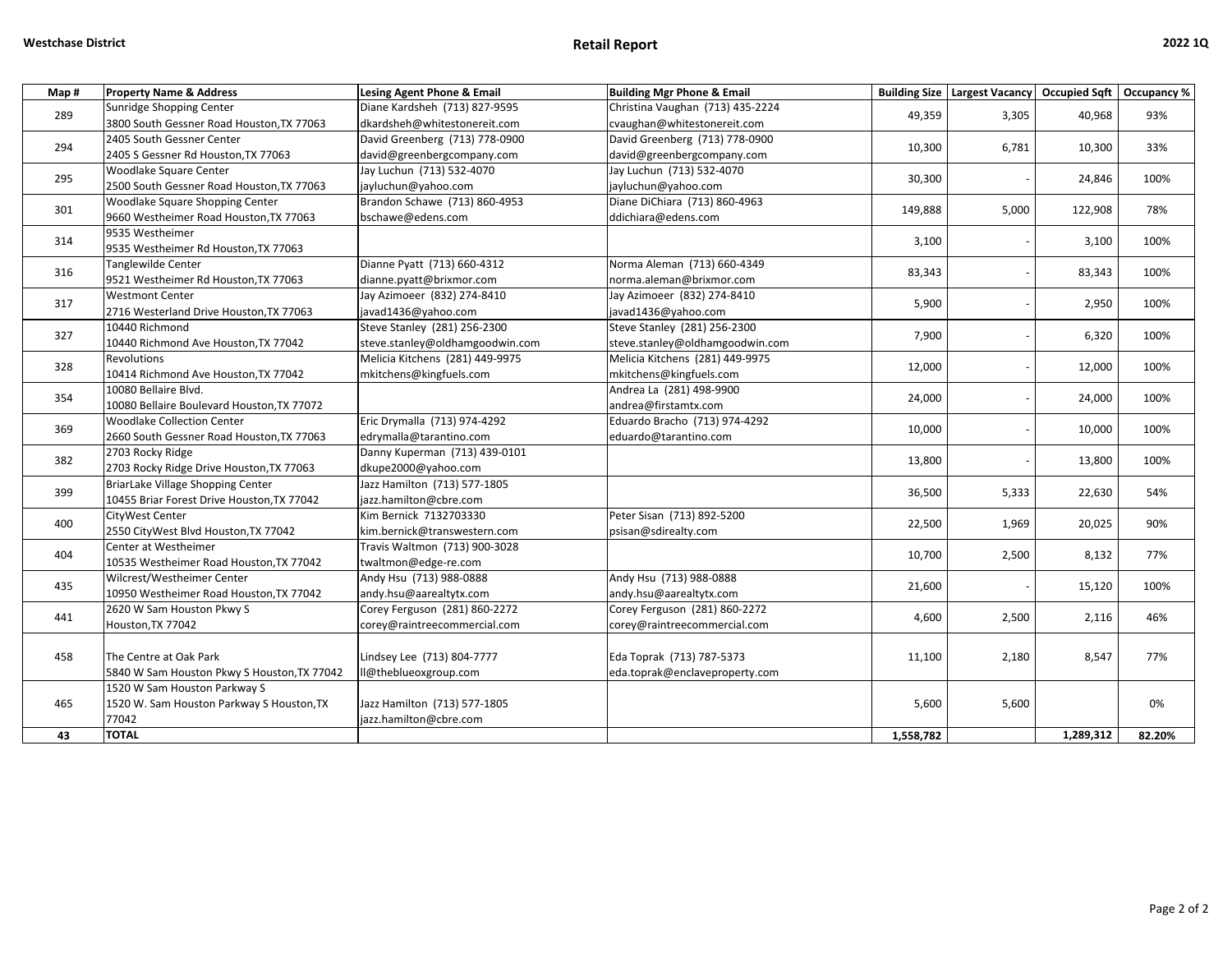| Map # | Property Name & Address | Lesing Agent Phone & Email | Building Mgr Phone & Email | Building Size | Largest Vacancy | Occupied Sqft | Occupancy % |
|---|---|---|---|---|---|---|---|
| 289 | Sunridge Shopping Center<br>3800 South Gessner Road Houston,TX 77063 | Diane Kardsheh (713) 827-9595<br>dkardsheh@whitestonereit.com | Christina Vaughan (713) 435-2224<br>cvaughan@whitestonereit.com | 49,359 | 3,305 | 40,968 | 93% |
| 294 | 2405 South Gessner Center<br>2405 S Gessner Rd Houston,TX 77063 | David Greenberg (713) 778-0900<br>david@greenbergcompany.com | David Greenberg (713) 778-0900<br>david@greenbergcompany.com | 10,300 | 6,781 | 10,300 | 33% |
| 295 | Woodlake Square Center<br>2500 South Gessner Road Houston,TX 77063 | Jay Luchun (713) 532-4070<br>jayluchun@yahoo.com | Jay Luchun (713) 532-4070<br>jayluchun@yahoo.com | 30,300 | - | 24,846 | 100% |
| 301 | Woodlake Square Shopping Center<br>9660 Westheimer Road Houston,TX 77063 | Brandon Schawe (713) 860-4953<br>bschawe@edens.com | Diane DiChiara (713) 860-4963<br>ddichiara@edens.com | 149,888 | 5,000 | 122,908 | 78% |
| 314 | 9535 Westheimer<br>9535 Westheimer Rd Houston,TX 77063 | | | 3,100 | - | 3,100 | 100% |
| 316 | Tanglewilde Center<br>9521 Westheimer Rd Houston,TX 77063 | Dianne Pyatt (713) 660-4312<br>dianne.pyatt@brixmor.com | Norma Aleman (713) 660-4349<br>norma.aleman@brixmor.com | 83,343 | - | 83,343 | 100% |
| 317 | Westmont Center<br>2716 Westerland Drive Houston,TX 77063 | Jay Azimoeer (832) 274-8410<br>javad1436@yahoo.com | Jay Azimoeer (832) 274-8410<br>javad1436@yahoo.com | 5,900 | - | 2,950 | 100% |
| 327 | 10440 Richmond<br>10440 Richmond Ave Houston,TX 77042 | Steve Stanley (281) 256-2300<br>steve.stanley@oldhamgoodwin.com | Steve Stanley (281) 256-2300<br>steve.stanley@oldhamgoodwin.com | 7,900 | - | 6,320 | 100% |
| 328 | Revolutions<br>10414 Richmond Ave Houston,TX 77042 | Melicia Kitchens (281) 449-9975<br>mkitchens@kingfuels.com | Melicia Kitchens (281) 449-9975<br>mkitchens@kingfuels.com | 12,000 | - | 12,000 | 100% |
| 354 | 10080 Bellaire Blvd.<br>10080 Bellaire Boulevard Houston,TX 77072 | | Andrea La (281) 498-9900<br>andrea@firstamtx.com | 24,000 | - | 24,000 | 100% |
| 369 | Woodlake Collection Center<br>2660 South Gessner Road Houston,TX 77063 | Eric Drymalla (713) 974-4292<br>edrymalla@tarantino.com | Eduardo Bracho (713) 974-4292<br>eduardo@tarantino.com | 10,000 | - | 10,000 | 100% |
| 382 | 2703 Rocky Ridge<br>2703 Rocky Ridge Drive Houston,TX 77063 | Danny Kuperman (713) 439-0101<br>dkupe2000@yahoo.com | | 13,800 | - | 13,800 | 100% |
| 399 | BriarLake Village Shopping Center<br>10455 Briar Forest Drive Houston,TX 77042 | Jazz Hamilton (713) 577-1805<br>jazz.hamilton@cbre.com | | 36,500 | 5,333 | 22,630 | 54% |
| 400 | CityWest Center<br>2550 CityWest Blvd Houston,TX 77042 | Kim Bernick 7132703330<br>kim.bernick@transwestern.com | Peter Sisan (713) 892-5200<br>psisan@sdirealty.com | 22,500 | 1,969 | 20,025 | 90% |
| 404 | Center at Westheimer<br>10535 Westheimer Road Houston,TX 77042 | Travis Waltmon (713) 900-3028<br>twaltmon@edge-re.com | | 10,700 | 2,500 | 8,132 | 77% |
| 435 | Wilcrest/Westheimer Center<br>10950 Westheimer Road Houston,TX 77042 | Andy Hsu (713) 988-0888<br>andy.hsu@aarealtytx.com | Andy Hsu (713) 988-0888<br>andy.hsu@aarealtytx.com | 21,600 | - | 15,120 | 100% |
| 441 | 2620 W Sam Houston Pkwy S<br>Houston,TX 77042 | Corey Ferguson (281) 860-2272<br>corey@raintreecommercial.com | Corey Ferguson (281) 860-2272<br>corey@raintreecommercial.com | 4,600 | 2,500 | 2,116 | 46% |
| 458 | The Centre at Oak Park<br>5840 W Sam Houston Pkwy S Houston,TX 77042 | Lindsey Lee (713) 804-7777<br>ll@theblueoxgroup.com | Eda Toprak (713) 787-5373<br>eda.toprak@enclaveproperty.com | 11,100 | 2,180 | 8,547 | 77% |
| 465 | 1520 W Sam Houston Parkway S<br>1520 W. Sam Houston Parkway S Houston,TX 77042 | Jazz Hamilton (713) 577-1805<br>jazz.hamilton@cbre.com | | 5,600 | 5,600 | | 0% |
| **43** | **TOTAL** | | | **1,558,782** | | **1,289,312** | **82.20%** |